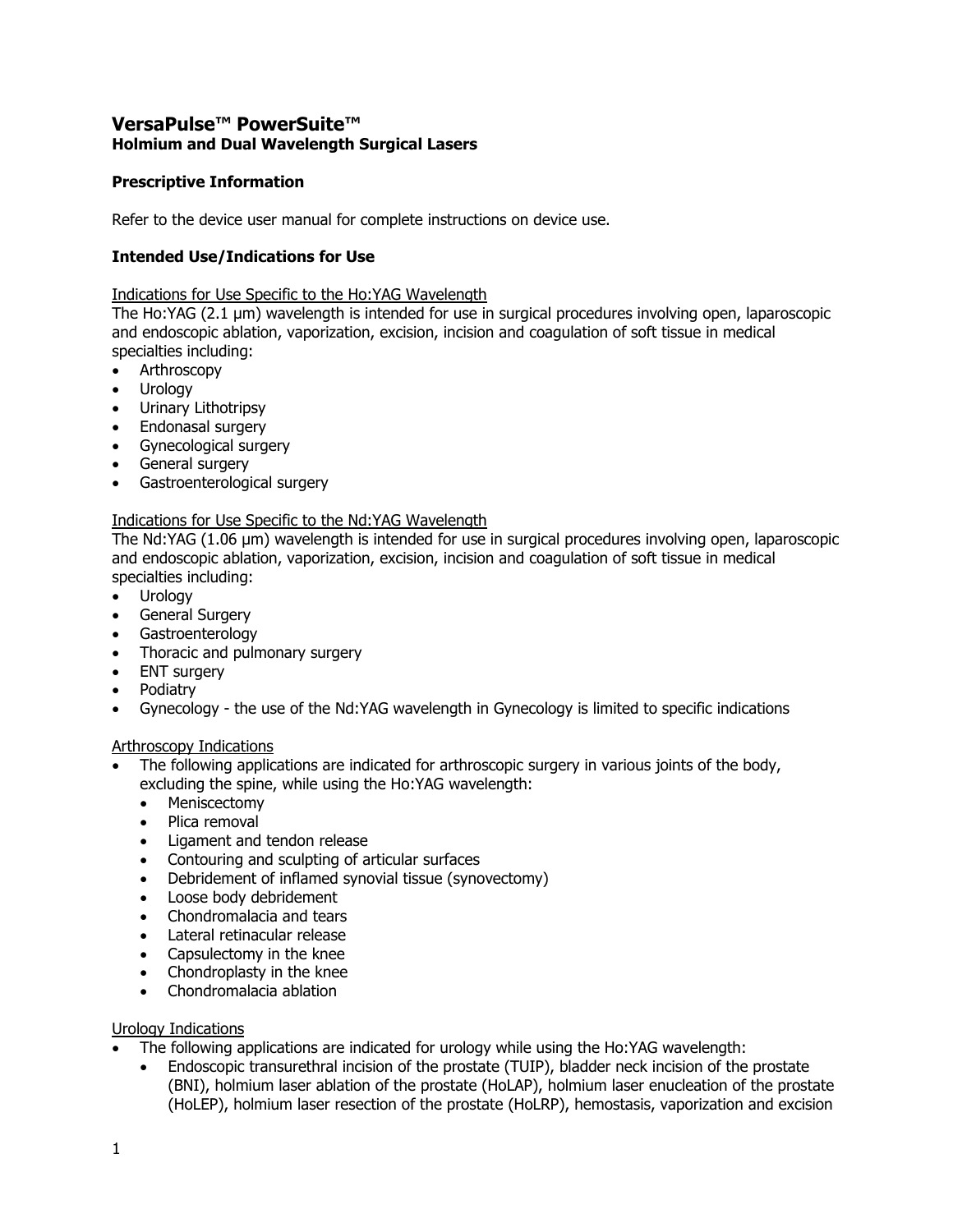# VersaPulse™ PowerSuite™
## Holmium and Dual Wavelength Surgical Lasers

### Prescriptive Information

Refer to the device user manual for complete instructions on device use.

### Intended Use/Indications for Use

Indications for Use Specific to the Ho:YAG Wavelength

The Ho:YAG (2.1 µm) wavelength is intended for use in surgical procedures involving open, laparoscopic and endoscopic ablation, vaporization, excision, incision and coagulation of soft tissue in medical specialties including:

- Arthroscopy
- Urology
- Urinary Lithotripsy
- Endonasal surgery
- Gynecological surgery
- General surgery
- Gastroenterological surgery

Indications for Use Specific to the Nd:YAG Wavelength

The Nd:YAG (1.06 µm) wavelength is intended for use in surgical procedures involving open, laparoscopic and endoscopic ablation, vaporization, excision, incision and coagulation of soft tissue in medical specialties including:

- Urology
- General Surgery
- Gastroenterology
- Thoracic and pulmonary surgery
- ENT surgery
- Podiatry
- Gynecology - the use of the Nd:YAG wavelength in Gynecology is limited to specific indications

Arthroscopy Indications

- The following applications are indicated for arthroscopic surgery in various joints of the body, excluding the spine, while using the Ho:YAG wavelength:
  - Meniscectomy
  - Plica removal
  - Ligament and tendon release
  - Contouring and sculpting of articular surfaces
  - Debridement of inflamed synovial tissue (synovectomy)
  - Loose body debridement
  - Chondromalacia and tears
  - Lateral retinacular release
  - Capsulectomy in the knee
  - Chondroplasty in the knee
  - Chondromalacia ablation

Urology Indications

- The following applications are indicated for urology while using the Ho:YAG wavelength:
  - Endoscopic transurethral incision of the prostate (TUIP), bladder neck incision of the prostate (BNI), holmium laser ablation of the prostate (HoLAP), holmium laser enucleation of the prostate (HoLEP), holmium laser resection of the prostate (HoLRP), hemostasis, vaporization and excision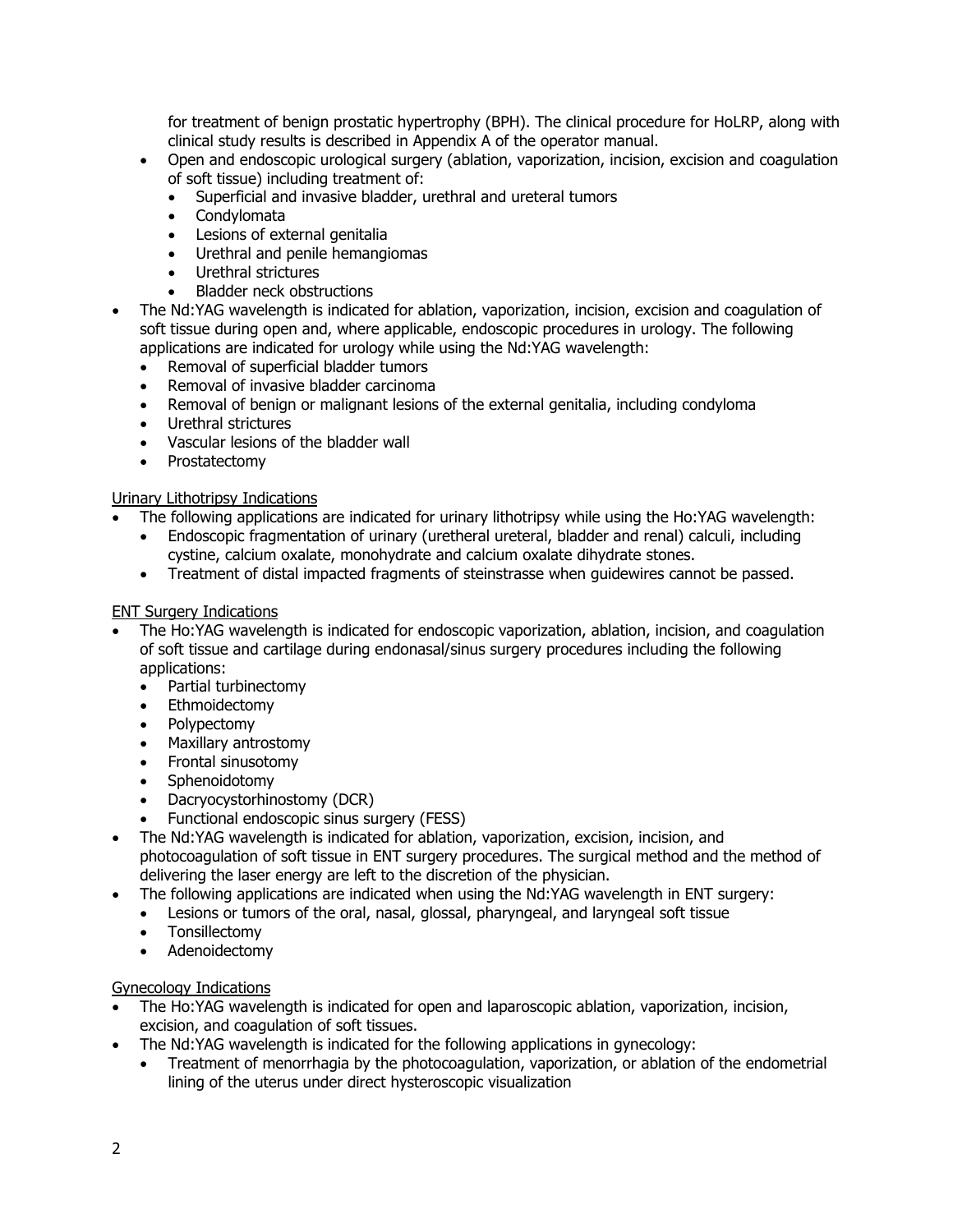for treatment of benign prostatic hypertrophy (BPH). The clinical procedure for HoLRP, along with clinical study results is described in Appendix A of the operator manual.

- Open and endoscopic urological surgery (ablation, vaporization, incision, excision and coagulation of soft tissue) including treatment of:
  - Superficial and invasive bladder, urethral and ureteral tumors
  - Condylomata
  - Lesions of external genitalia
  - Urethral and penile hemangiomas
  - Urethral strictures
  - Bladder neck obstructions
- The Nd:YAG wavelength is indicated for ablation, vaporization, incision, excision and coagulation of soft tissue during open and, where applicable, endoscopic procedures in urology. The following applications are indicated for urology while using the Nd:YAG wavelength:
  - Removal of superficial bladder tumors
  - Removal of invasive bladder carcinoma
  - Removal of benign or malignant lesions of the external genitalia, including condyloma
  - Urethral strictures
  - Vascular lesions of the bladder wall
  - Prostatectomy

<u>Urinary Lithotripsy Indications</u>

- The following applications are indicated for urinary lithotripsy while using the Ho:YAG wavelength:
  - Endoscopic fragmentation of urinary (uretheral ureteral, bladder and renal) calculi, including cystine, calcium oxalate, monohydrate and calcium oxalate dihydrate stones.
  - Treatment of distal impacted fragments of steinstrasse when guidewires cannot be passed.

<u>ENT Surgery Indications</u>

- The Ho:YAG wavelength is indicated for endoscopic vaporization, ablation, incision, and coagulation of soft tissue and cartilage during endonasal/sinus surgery procedures including the following applications:
  - Partial turbinectomy
  - Ethmoidectomy
  - Polypectomy
  - Maxillary antrostomy
  - Frontal sinusotomy
  - Sphenoidotomy
  - Dacryocystorhinostomy (DCR)
  - Functional endoscopic sinus surgery (FESS)
- The Nd:YAG wavelength is indicated for ablation, vaporization, excision, incision, and photocoagulation of soft tissue in ENT surgery procedures. The surgical method and the method of delivering the laser energy are left to the discretion of the physician.
- The following applications are indicated when using the Nd:YAG wavelength in ENT surgery:
  - Lesions or tumors of the oral, nasal, glossal, pharyngeal, and laryngeal soft tissue
  - Tonsillectomy
  - Adenoidectomy

<u>Gynecology Indications</u>

- The Ho:YAG wavelength is indicated for open and laparoscopic ablation, vaporization, incision, excision, and coagulation of soft tissues.
- The Nd:YAG wavelength is indicated for the following applications in gynecology:
  - Treatment of menorrhagia by the photocoagulation, vaporization, or ablation of the endometrial lining of the uterus under direct hysteroscopic visualization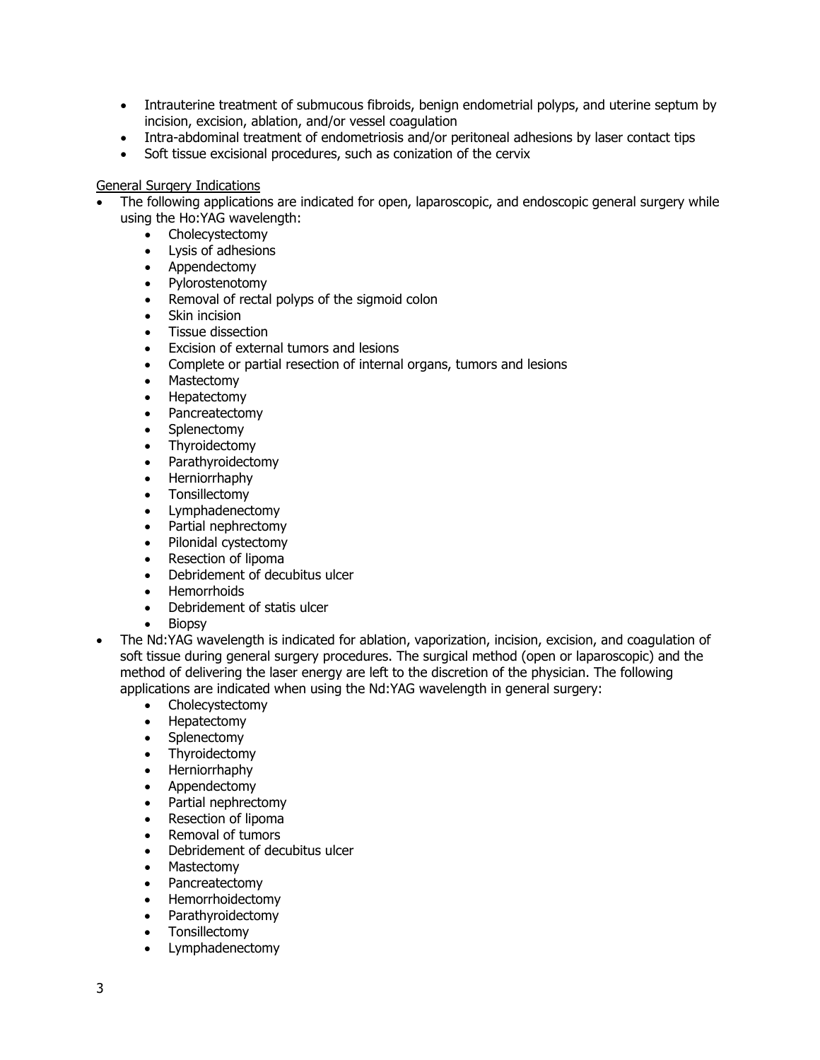- Intrauterine treatment of submucous fibroids, benign endometrial polyps, and uterine septum by incision, excision, ablation, and/or vessel coagulation
- Intra-abdominal treatment of endometriosis and/or peritoneal adhesions by laser contact tips
- Soft tissue excisional procedures, such as conization of the cervix

<u>General Surgery Indications</u>

- The following applications are indicated for open, laparoscopic, and endoscopic general surgery while using the Ho:YAG wavelength:
  - Cholecystectomy
  - Lysis of adhesions
  - Appendectomy
  - Pylorostenotomy
  - Removal of rectal polyps of the sigmoid colon
  - Skin incision
  - Tissue dissection
  - Excision of external tumors and lesions
  - Complete or partial resection of internal organs, tumors and lesions
  - Mastectomy
  - Hepatectomy
  - Pancreatectomy
  - Splenectomy
  - Thyroidectomy
  - Parathyroidectomy
  - Herniorrhaphy
  - Tonsillectomy
  - Lymphadenectomy
  - Partial nephrectomy
  - Pilonidal cystectomy
  - Resection of lipoma
  - Debridement of decubitus ulcer
  - Hemorrhoids
  - Debridement of statis ulcer
  - Biopsy
- The Nd:YAG wavelength is indicated for ablation, vaporization, incision, excision, and coagulation of soft tissue during general surgery procedures. The surgical method (open or laparoscopic) and the method of delivering the laser energy are left to the discretion of the physician. The following applications are indicated when using the Nd:YAG wavelength in general surgery:
  - Cholecystectomy
  - Hepatectomy
  - Splenectomy
  - Thyroidectomy
  - Herniorrhaphy
  - Appendectomy
  - Partial nephrectomy
  - Resection of lipoma
  - Removal of tumors
  - Debridement of decubitus ulcer
  - Mastectomy
  - Pancreatectomy
  - Hemorrhoidectomy
  - Parathyroidectomy
  - Tonsillectomy
  - Lymphadenectomy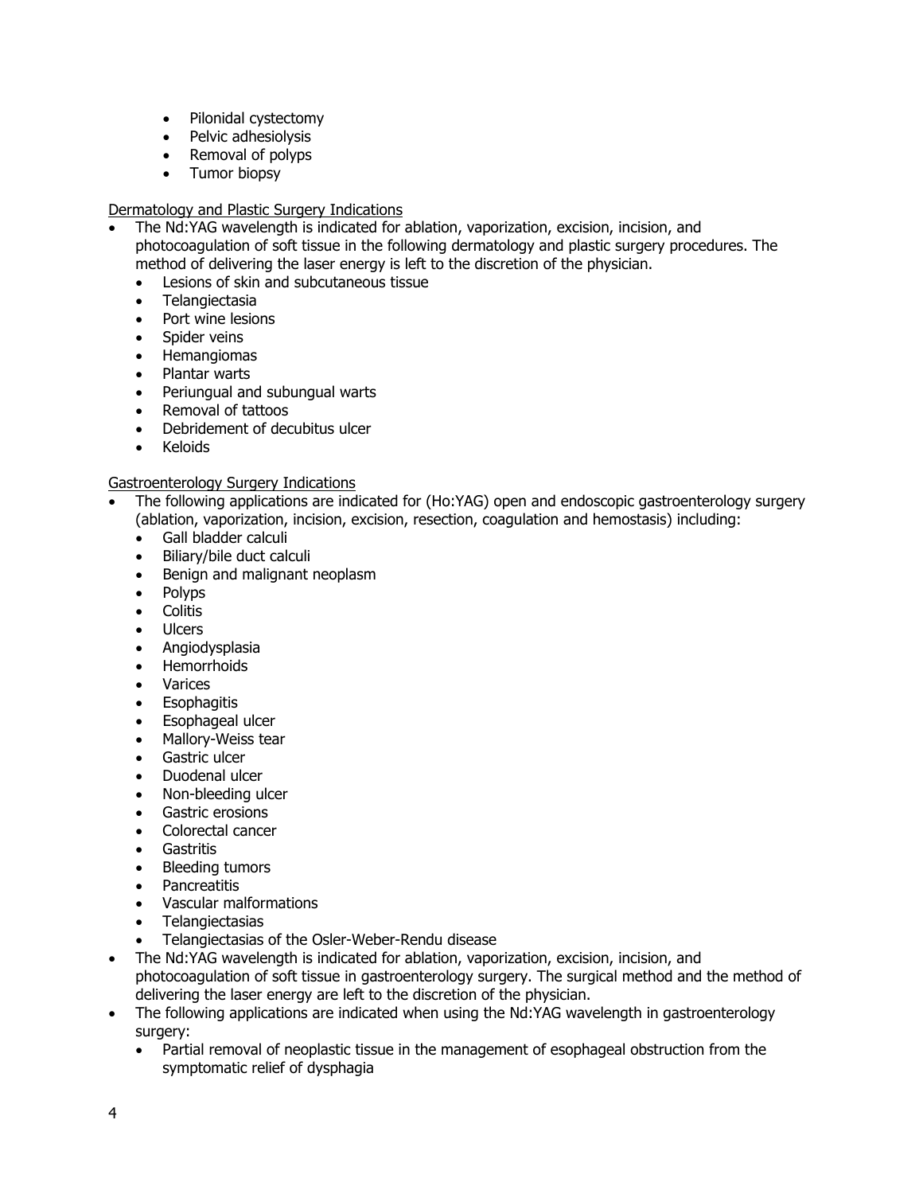- Pilonidal cystectomy
- Pelvic adhesiolysis
- Removal of polyps
- Tumor biopsy

Dermatology and Plastic Surgery Indications

- The Nd:YAG wavelength is indicated for ablation, vaporization, excision, incision, and photocoagulation of soft tissue in the following dermatology and plastic surgery procedures. The method of delivering the laser energy is left to the discretion of the physician.
  - Lesions of skin and subcutaneous tissue
  - Telangiectasia
  - Port wine lesions
  - Spider veins
  - Hemangiomas
  - Plantar warts
  - Periungual and subungual warts
  - Removal of tattoos
  - Debridement of decubitus ulcer
  - Keloids

Gastroenterology Surgery Indications

- The following applications are indicated for (Ho:YAG) open and endoscopic gastroenterology surgery (ablation, vaporization, incision, excision, resection, coagulation and hemostasis) including:
  - Gall bladder calculi
  - Biliary/bile duct calculi
  - Benign and malignant neoplasm
  - Polyps
  - Colitis
  - Ulcers
  - Angiodysplasia
  - Hemorrhoids
  - Varices
  - Esophagitis
  - Esophageal ulcer
  - Mallory-Weiss tear
  - Gastric ulcer
  - Duodenal ulcer
  - Non-bleeding ulcer
  - Gastric erosions
  - Colorectal cancer
  - Gastritis
  - Bleeding tumors
  - Pancreatitis
  - Vascular malformations
  - Telangiectasias
  - Telangiectasias of the Osler-Weber-Rendu disease
- The Nd:YAG wavelength is indicated for ablation, vaporization, excision, incision, and photocoagulation of soft tissue in gastroenterology surgery. The surgical method and the method of delivering the laser energy are left to the discretion of the physician.
- The following applications are indicated when using the Nd:YAG wavelength in gastroenterology surgery:
  - Partial removal of neoplastic tissue in the management of esophageal obstruction from the symptomatic relief of dysphagia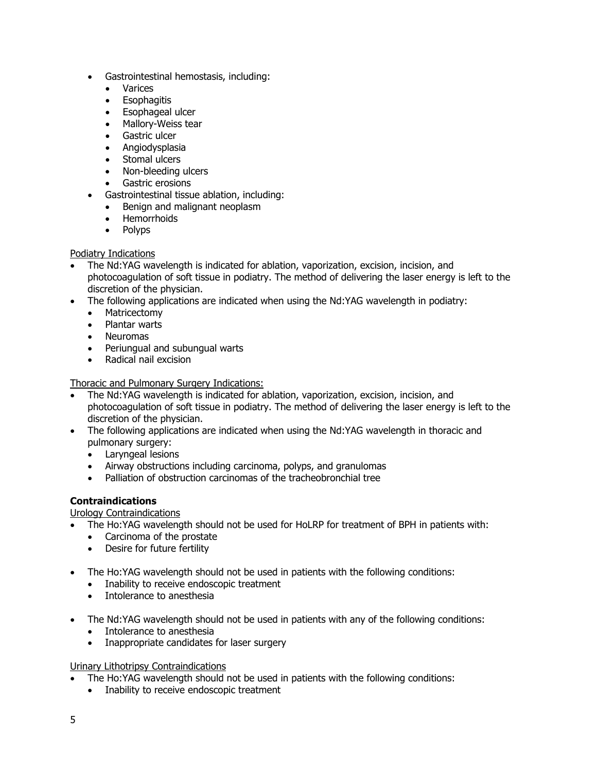- Gastrointestinal hemostasis, including:
  - Varices
  - Esophagitis
  - Esophageal ulcer
  - Mallory-Weiss tear
  - Gastric ulcer
  - Angiodysplasia
  - Stomal ulcers
  - Non-bleeding ulcers
  - Gastric erosions
- Gastrointestinal tissue ablation, including:
  - Benign and malignant neoplasm
  - Hemorrhoids
  - Polyps

<u>Podiatry Indications</u>

- The Nd:YAG wavelength is indicated for ablation, vaporization, excision, incision, and photocoagulation of soft tissue in podiatry. The method of delivering the laser energy is left to the discretion of the physician.
- The following applications are indicated when using the Nd:YAG wavelength in podiatry:
  - Matricectomy
  - Plantar warts
  - Neuromas
  - Periungual and subungual warts
  - Radical nail excision

<u>Thoracic and Pulmonary Surgery Indications:</u>

- The Nd:YAG wavelength is indicated for ablation, vaporization, excision, incision, and photocoagulation of soft tissue in podiatry. The method of delivering the laser energy is left to the discretion of the physician.
- The following applications are indicated when using the Nd:YAG wavelength in thoracic and pulmonary surgery:
  - Laryngeal lesions
  - Airway obstructions including carcinoma, polyps, and granulomas
  - Palliation of obstruction carcinomas of the tracheobronchial tree

**Contraindications**

<u>Urology Contraindications</u>

- The Ho:YAG wavelength should not be used for HoLRP for treatment of BPH in patients with:
  - Carcinoma of the prostate
  - Desire for future fertility

- The Ho:YAG wavelength should not be used in patients with the following conditions:
  - Inability to receive endoscopic treatment
  - Intolerance to anesthesia

- The Nd:YAG wavelength should not be used in patients with any of the following conditions:
  - Intolerance to anesthesia
  - Inappropriate candidates for laser surgery

<u>Urinary Lithotripsy Contraindications</u>

- The Ho:YAG wavelength should not be used in patients with the following conditions:
  - Inability to receive endoscopic treatment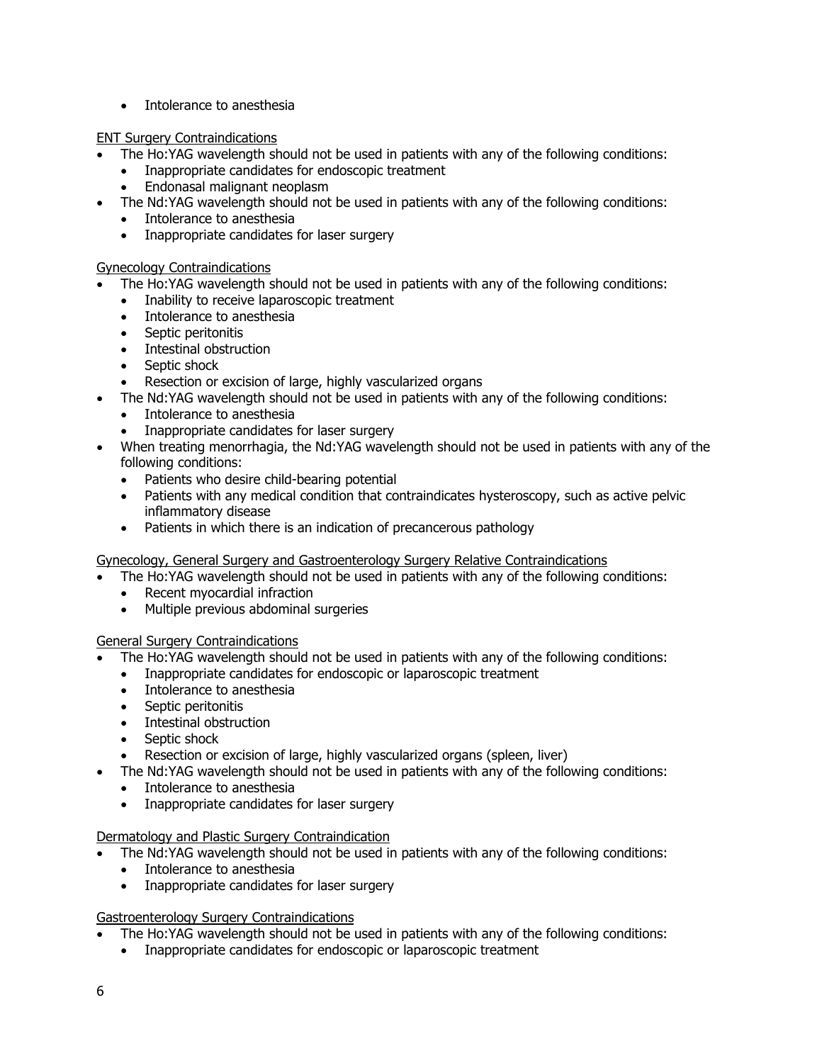- Intolerance to anesthesia

<u>ENT Surgery Contraindications</u>

- The Ho:YAG wavelength should not be used in patients with any of the following conditions:
  - Inappropriate candidates for endoscopic treatment
  - Endonasal malignant neoplasm
- The Nd:YAG wavelength should not be used in patients with any of the following conditions:
  - Intolerance to anesthesia
  - Inappropriate candidates for laser surgery

<u>Gynecology Contraindications</u>

- The Ho:YAG wavelength should not be used in patients with any of the following conditions:
  - Inability to receive laparoscopic treatment
  - Intolerance to anesthesia
  - Septic peritonitis
  - Intestinal obstruction
  - Septic shock
  - Resection or excision of large, highly vascularized organs
- The Nd:YAG wavelength should not be used in patients with any of the following conditions:
  - Intolerance to anesthesia
  - Inappropriate candidates for laser surgery
- When treating menorrhagia, the Nd:YAG wavelength should not be used in patients with any of the following conditions:
  - Patients who desire child-bearing potential
  - Patients with any medical condition that contraindicates hysteroscopy, such as active pelvic inflammatory disease
  - Patients in which there is an indication of precancerous pathology

<u>Gynecology, General Surgery and Gastroenterology Surgery Relative Contraindications</u>

- The Ho:YAG wavelength should not be used in patients with any of the following conditions:
  - Recent myocardial infraction
  - Multiple previous abdominal surgeries

<u>General Surgery Contraindications</u>

- The Ho:YAG wavelength should not be used in patients with any of the following conditions:
  - Inappropriate candidates for endoscopic or laparoscopic treatment
  - Intolerance to anesthesia
  - Septic peritonitis
  - Intestinal obstruction
  - Septic shock
  - Resection or excision of large, highly vascularized organs (spleen, liver)
- The Nd:YAG wavelength should not be used in patients with any of the following conditions:
  - Intolerance to anesthesia
  - Inappropriate candidates for laser surgery

<u>Dermatology and Plastic Surgery Contraindication</u>

- The Nd:YAG wavelength should not be used in patients with any of the following conditions:
  - Intolerance to anesthesia
  - Inappropriate candidates for laser surgery

<u>Gastroenterology Surgery Contraindications</u>

- The Ho:YAG wavelength should not be used in patients with any of the following conditions:
  - Inappropriate candidates for endoscopic or laparoscopic treatment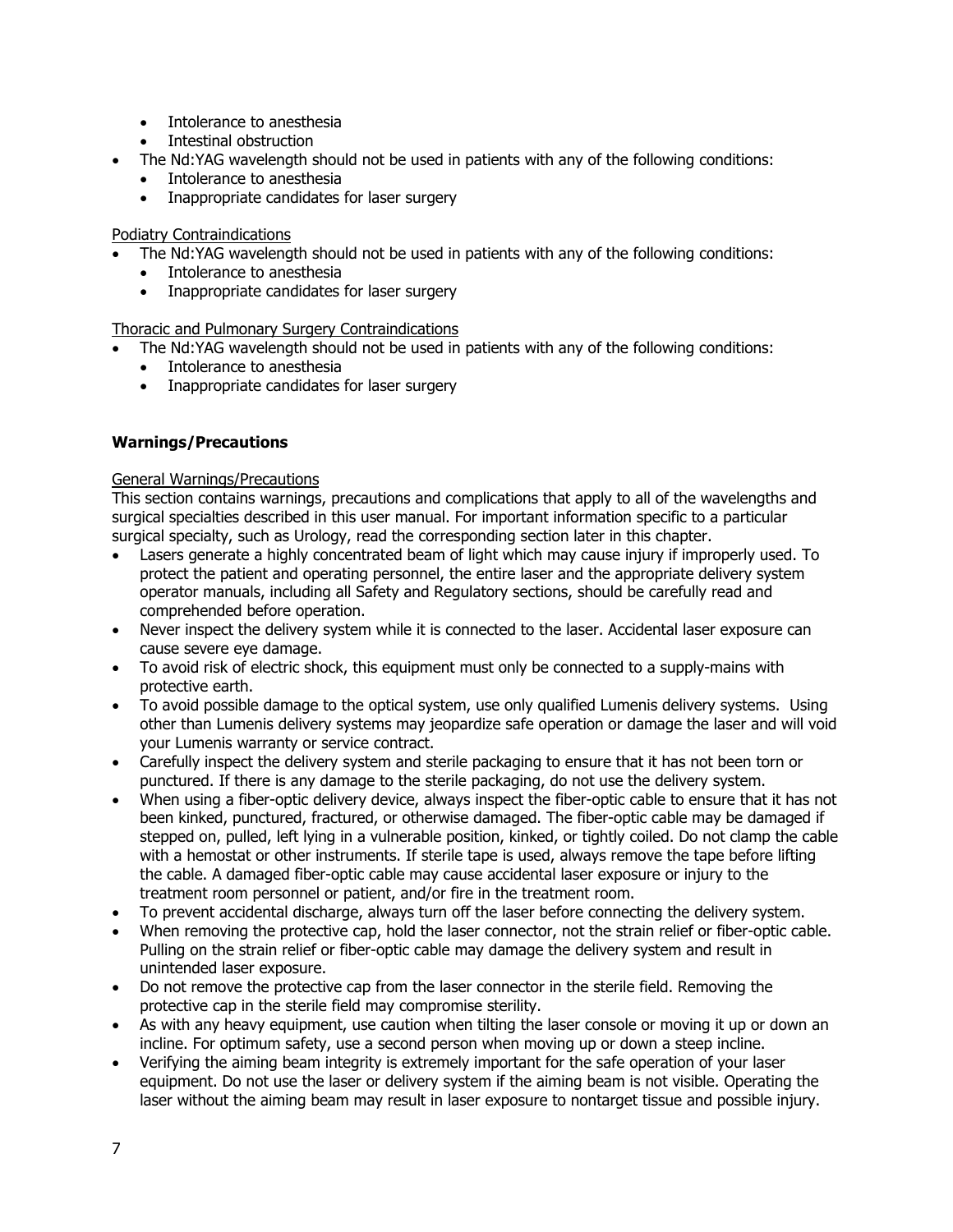- Intolerance to anesthesia
- Intestinal obstruction
- The Nd:YAG wavelength should not be used in patients with any of the following conditions:
  - Intolerance to anesthesia
  - Inappropriate candidates for laser surgery

Podiatry Contraindications

- The Nd:YAG wavelength should not be used in patients with any of the following conditions:
  - Intolerance to anesthesia
  - Inappropriate candidates for laser surgery

Thoracic and Pulmonary Surgery Contraindications

- The Nd:YAG wavelength should not be used in patients with any of the following conditions:
  - Intolerance to anesthesia
  - Inappropriate candidates for laser surgery

### Warnings/Precautions

General Warnings/Precautions

This section contains warnings, precautions and complications that apply to all of the wavelengths and surgical specialties described in this user manual. For important information specific to a particular surgical specialty, such as Urology, read the corresponding section later in this chapter.

- Lasers generate a highly concentrated beam of light which may cause injury if improperly used. To protect the patient and operating personnel, the entire laser and the appropriate delivery system operator manuals, including all Safety and Regulatory sections, should be carefully read and comprehended before operation.
- Never inspect the delivery system while it is connected to the laser. Accidental laser exposure can cause severe eye damage.
- To avoid risk of electric shock, this equipment must only be connected to a supply-mains with protective earth.
- To avoid possible damage to the optical system, use only qualified Lumenis delivery systems. Using other than Lumenis delivery systems may jeopardize safe operation or damage the laser and will void your Lumenis warranty or service contract.
- Carefully inspect the delivery system and sterile packaging to ensure that it has not been torn or punctured. If there is any damage to the sterile packaging, do not use the delivery system.
- When using a fiber-optic delivery device, always inspect the fiber-optic cable to ensure that it has not been kinked, punctured, fractured, or otherwise damaged. The fiber-optic cable may be damaged if stepped on, pulled, left lying in a vulnerable position, kinked, or tightly coiled. Do not clamp the cable with a hemostat or other instruments. If sterile tape is used, always remove the tape before lifting the cable. A damaged fiber-optic cable may cause accidental laser exposure or injury to the treatment room personnel or patient, and/or fire in the treatment room.
- To prevent accidental discharge, always turn off the laser before connecting the delivery system.
- When removing the protective cap, hold the laser connector, not the strain relief or fiber-optic cable. Pulling on the strain relief or fiber-optic cable may damage the delivery system and result in unintended laser exposure.
- Do not remove the protective cap from the laser connector in the sterile field. Removing the protective cap in the sterile field may compromise sterility.
- As with any heavy equipment, use caution when tilting the laser console or moving it up or down an incline. For optimum safety, use a second person when moving up or down a steep incline.
- Verifying the aiming beam integrity is extremely important for the safe operation of your laser equipment. Do not use the laser or delivery system if the aiming beam is not visible. Operating the laser without the aiming beam may result in laser exposure to nontarget tissue and possible injury.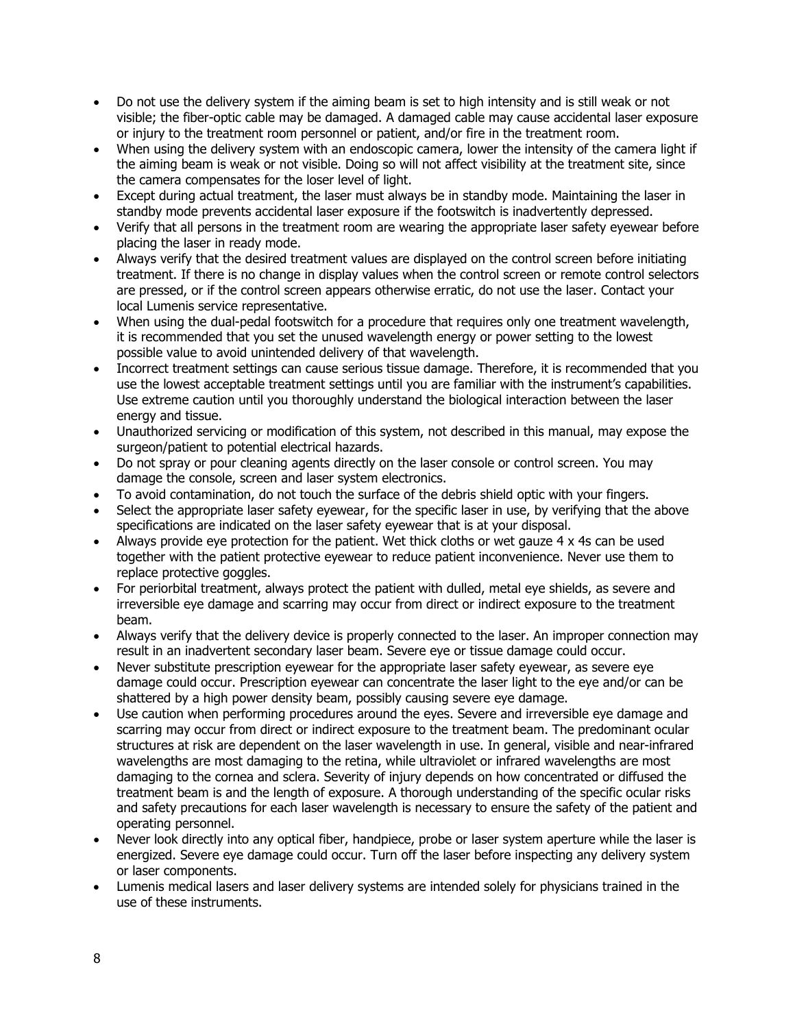- Do not use the delivery system if the aiming beam is set to high intensity and is still weak or not visible; the fiber-optic cable may be damaged. A damaged cable may cause accidental laser exposure or injury to the treatment room personnel or patient, and/or fire in the treatment room.
- When using the delivery system with an endoscopic camera, lower the intensity of the camera light if the aiming beam is weak or not visible. Doing so will not affect visibility at the treatment site, since the camera compensates for the loser level of light.
- Except during actual treatment, the laser must always be in standby mode. Maintaining the laser in standby mode prevents accidental laser exposure if the footswitch is inadvertently depressed.
- Verify that all persons in the treatment room are wearing the appropriate laser safety eyewear before placing the laser in ready mode.
- Always verify that the desired treatment values are displayed on the control screen before initiating treatment. If there is no change in display values when the control screen or remote control selectors are pressed, or if the control screen appears otherwise erratic, do not use the laser. Contact your local Lumenis service representative.
- When using the dual-pedal footswitch for a procedure that requires only one treatment wavelength, it is recommended that you set the unused wavelength energy or power setting to the lowest possible value to avoid unintended delivery of that wavelength.
- Incorrect treatment settings can cause serious tissue damage. Therefore, it is recommended that you use the lowest acceptable treatment settings until you are familiar with the instrument's capabilities. Use extreme caution until you thoroughly understand the biological interaction between the laser energy and tissue.
- Unauthorized servicing or modification of this system, not described in this manual, may expose the surgeon/patient to potential electrical hazards.
- Do not spray or pour cleaning agents directly on the laser console or control screen. You may damage the console, screen and laser system electronics.
- To avoid contamination, do not touch the surface of the debris shield optic with your fingers.
- Select the appropriate laser safety eyewear, for the specific laser in use, by verifying that the above specifications are indicated on the laser safety eyewear that is at your disposal.
- Always provide eye protection for the patient. Wet thick cloths or wet gauze 4 x 4s can be used together with the patient protective eyewear to reduce patient inconvenience. Never use them to replace protective goggles.
- For periorbital treatment, always protect the patient with dulled, metal eye shields, as severe and irreversible eye damage and scarring may occur from direct or indirect exposure to the treatment beam.
- Always verify that the delivery device is properly connected to the laser. An improper connection may result in an inadvertent secondary laser beam. Severe eye or tissue damage could occur.
- Never substitute prescription eyewear for the appropriate laser safety eyewear, as severe eye damage could occur. Prescription eyewear can concentrate the laser light to the eye and/or can be shattered by a high power density beam, possibly causing severe eye damage.
- Use caution when performing procedures around the eyes. Severe and irreversible eye damage and scarring may occur from direct or indirect exposure to the treatment beam. The predominant ocular structures at risk are dependent on the laser wavelength in use. In general, visible and near-infrared wavelengths are most damaging to the retina, while ultraviolet or infrared wavelengths are most damaging to the cornea and sclera. Severity of injury depends on how concentrated or diffused the treatment beam is and the length of exposure. A thorough understanding of the specific ocular risks and safety precautions for each laser wavelength is necessary to ensure the safety of the patient and operating personnel.
- Never look directly into any optical fiber, handpiece, probe or laser system aperture while the laser is energized. Severe eye damage could occur. Turn off the laser before inspecting any delivery system or laser components.
- Lumenis medical lasers and laser delivery systems are intended solely for physicians trained in the use of these instruments.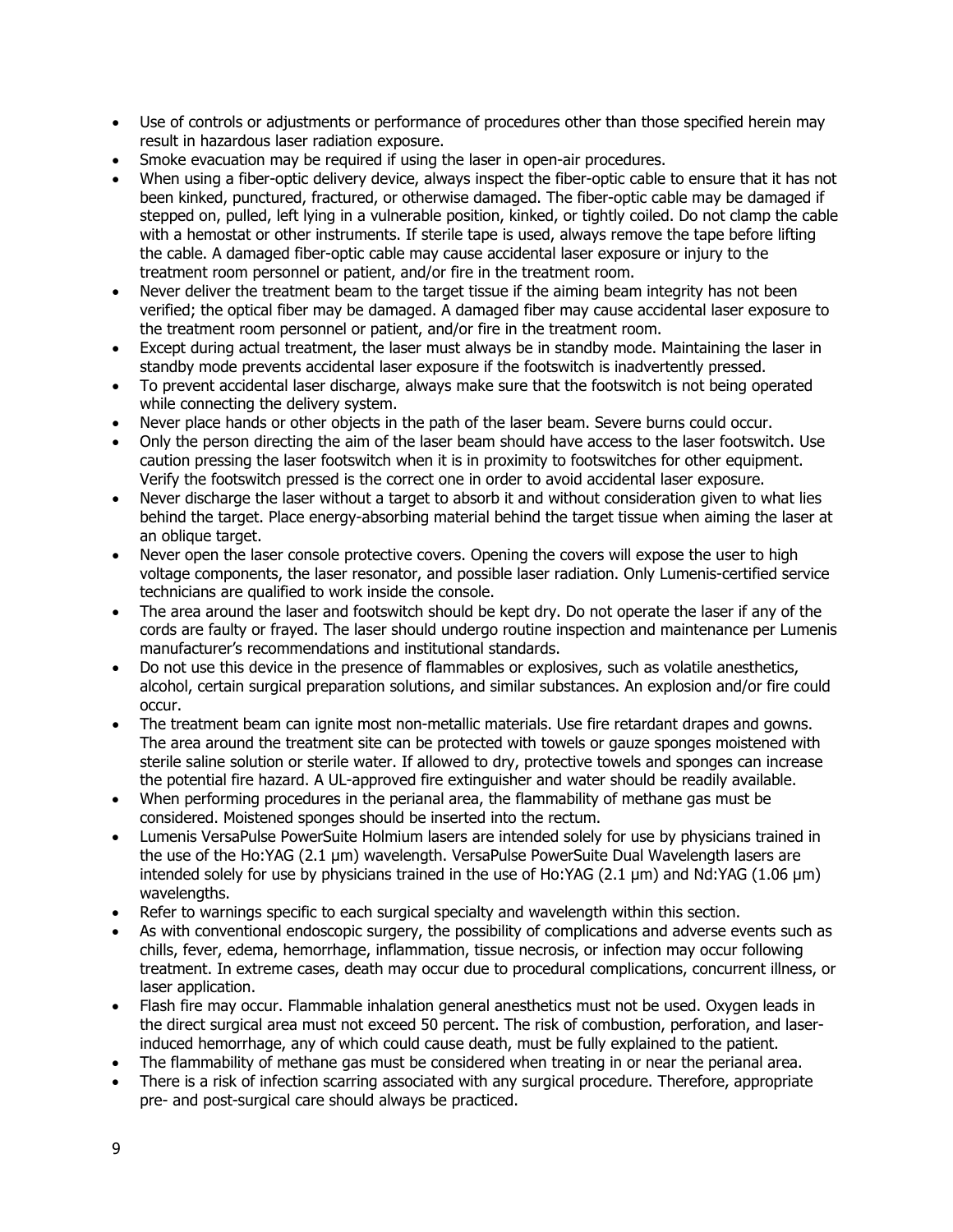- Use of controls or adjustments or performance of procedures other than those specified herein may result in hazardous laser radiation exposure.
- Smoke evacuation may be required if using the laser in open-air procedures.
- When using a fiber-optic delivery device, always inspect the fiber-optic cable to ensure that it has not been kinked, punctured, fractured, or otherwise damaged. The fiber-optic cable may be damaged if stepped on, pulled, left lying in a vulnerable position, kinked, or tightly coiled. Do not clamp the cable with a hemostat or other instruments. If sterile tape is used, always remove the tape before lifting the cable. A damaged fiber-optic cable may cause accidental laser exposure or injury to the treatment room personnel or patient, and/or fire in the treatment room.
- Never deliver the treatment beam to the target tissue if the aiming beam integrity has not been verified; the optical fiber may be damaged. A damaged fiber may cause accidental laser exposure to the treatment room personnel or patient, and/or fire in the treatment room.
- Except during actual treatment, the laser must always be in standby mode. Maintaining the laser in standby mode prevents accidental laser exposure if the footswitch is inadvertently pressed.
- To prevent accidental laser discharge, always make sure that the footswitch is not being operated while connecting the delivery system.
- Never place hands or other objects in the path of the laser beam. Severe burns could occur.
- Only the person directing the aim of the laser beam should have access to the laser footswitch. Use caution pressing the laser footswitch when it is in proximity to footswitches for other equipment. Verify the footswitch pressed is the correct one in order to avoid accidental laser exposure.
- Never discharge the laser without a target to absorb it and without consideration given to what lies behind the target. Place energy-absorbing material behind the target tissue when aiming the laser at an oblique target.
- Never open the laser console protective covers. Opening the covers will expose the user to high voltage components, the laser resonator, and possible laser radiation. Only Lumenis-certified service technicians are qualified to work inside the console.
- The area around the laser and footswitch should be kept dry. Do not operate the laser if any of the cords are faulty or frayed. The laser should undergo routine inspection and maintenance per Lumenis manufacturer's recommendations and institutional standards.
- Do not use this device in the presence of flammables or explosives, such as volatile anesthetics, alcohol, certain surgical preparation solutions, and similar substances. An explosion and/or fire could occur.
- The treatment beam can ignite most non-metallic materials. Use fire retardant drapes and gowns. The area around the treatment site can be protected with towels or gauze sponges moistened with sterile saline solution or sterile water. If allowed to dry, protective towels and sponges can increase the potential fire hazard. A UL-approved fire extinguisher and water should be readily available.
- When performing procedures in the perianal area, the flammability of methane gas must be considered. Moistened sponges should be inserted into the rectum.
- Lumenis VersaPulse PowerSuite Holmium lasers are intended solely for use by physicians trained in the use of the Ho:YAG (2.1 μm) wavelength. VersaPulse PowerSuite Dual Wavelength lasers are intended solely for use by physicians trained in the use of Ho:YAG (2.1 μm) and Nd:YAG (1.06 μm) wavelengths.
- Refer to warnings specific to each surgical specialty and wavelength within this section.
- As with conventional endoscopic surgery, the possibility of complications and adverse events such as chills, fever, edema, hemorrhage, inflammation, tissue necrosis, or infection may occur following treatment. In extreme cases, death may occur due to procedural complications, concurrent illness, or laser application.
- Flash fire may occur. Flammable inhalation general anesthetics must not be used. Oxygen leads in the direct surgical area must not exceed 50 percent. The risk of combustion, perforation, and laser-induced hemorrhage, any of which could cause death, must be fully explained to the patient.
- The flammability of methane gas must be considered when treating in or near the perianal area.
- There is a risk of infection scarring associated with any surgical procedure. Therefore, appropriate pre- and post-surgical care should always be practiced.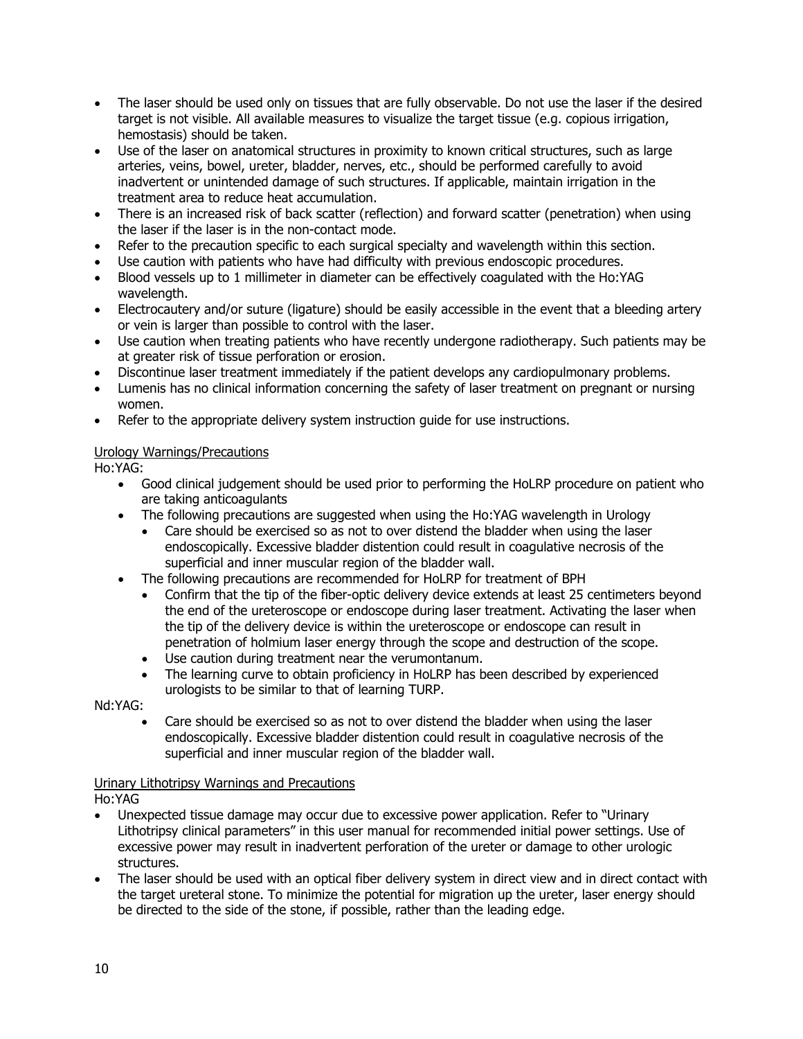- The laser should be used only on tissues that are fully observable. Do not use the laser if the desired target is not visible. All available measures to visualize the target tissue (e.g. copious irrigation, hemostasis) should be taken.
- Use of the laser on anatomical structures in proximity to known critical structures, such as large arteries, veins, bowel, ureter, bladder, nerves, etc., should be performed carefully to avoid inadvertent or unintended damage of such structures. If applicable, maintain irrigation in the treatment area to reduce heat accumulation.
- There is an increased risk of back scatter (reflection) and forward scatter (penetration) when using the laser if the laser is in the non-contact mode.
- Refer to the precaution specific to each surgical specialty and wavelength within this section.
- Use caution with patients who have had difficulty with previous endoscopic procedures.
- Blood vessels up to 1 millimeter in diameter can be effectively coagulated with the Ho:YAG wavelength.
- Electrocautery and/or suture (ligature) should be easily accessible in the event that a bleeding artery or vein is larger than possible to control with the laser.
- Use caution when treating patients who have recently undergone radiotherapy. Such patients may be at greater risk of tissue perforation or erosion.
- Discontinue laser treatment immediately if the patient develops any cardiopulmonary problems.
- Lumenis has no clinical information concerning the safety of laser treatment on pregnant or nursing women.
- Refer to the appropriate delivery system instruction guide for use instructions.

Urology Warnings/Precautions

Ho:YAG:

- Good clinical judgement should be used prior to performing the HoLRP procedure on patient who are taking anticoagulants
- The following precautions are suggested when using the Ho:YAG wavelength in Urology
  - Care should be exercised so as not to over distend the bladder when using the laser endoscopically. Excessive bladder distention could result in coagulative necrosis of the superficial and inner muscular region of the bladder wall.
- The following precautions are recommended for HoLRP for treatment of BPH
  - Confirm that the tip of the fiber-optic delivery device extends at least 25 centimeters beyond the end of the ureteroscope or endoscope during laser treatment. Activating the laser when the tip of the delivery device is within the ureteroscope or endoscope can result in penetration of holmium laser energy through the scope and destruction of the scope.
  - Use caution during treatment near the verumontanum.
  - The learning curve to obtain proficiency in HoLRP has been described by experienced urologists to be similar to that of learning TURP.

Nd:YAG:

- Care should be exercised so as not to over distend the bladder when using the laser endoscopically. Excessive bladder distention could result in coagulative necrosis of the superficial and inner muscular region of the bladder wall.

Urinary Lithotripsy Warnings and Precautions

Ho:YAG

- Unexpected tissue damage may occur due to excessive power application. Refer to "Urinary Lithotripsy clinical parameters" in this user manual for recommended initial power settings. Use of excessive power may result in inadvertent perforation of the ureter or damage to other urologic structures.
- The laser should be used with an optical fiber delivery system in direct view and in direct contact with the target ureteral stone. To minimize the potential for migration up the ureter, laser energy should be directed to the side of the stone, if possible, rather than the leading edge.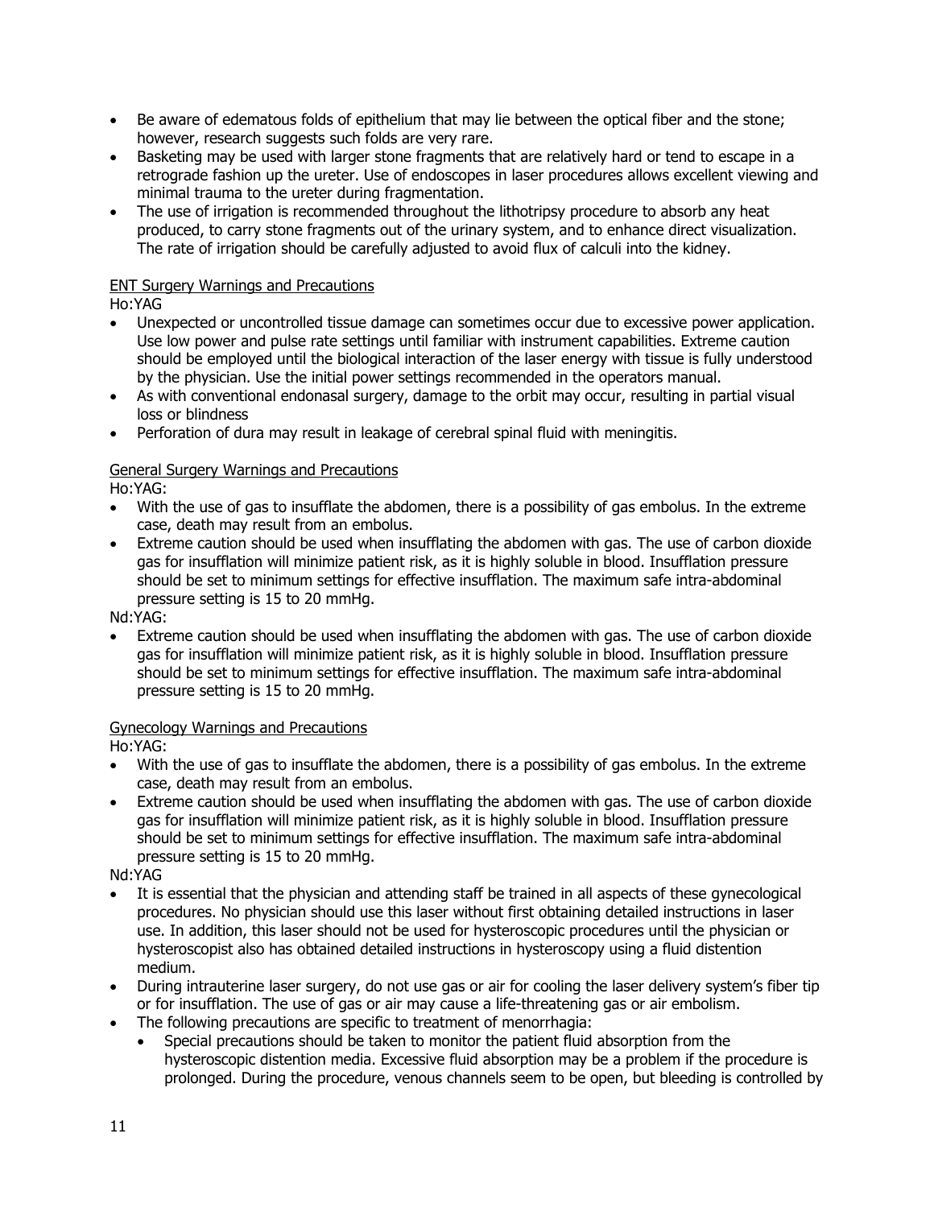- Be aware of edematous folds of epithelium that may lie between the optical fiber and the stone; however, research suggests such folds are very rare.
- Basketing may be used with larger stone fragments that are relatively hard or tend to escape in a retrograde fashion up the ureter. Use of endoscopes in laser procedures allows excellent viewing and minimal trauma to the ureter during fragmentation.
- The use of irrigation is recommended throughout the lithotripsy procedure to absorb any heat produced, to carry stone fragments out of the urinary system, and to enhance direct visualization. The rate of irrigation should be carefully adjusted to avoid flux of calculi into the kidney.

ENT Surgery Warnings and Precautions

Ho:YAG

- Unexpected or uncontrolled tissue damage can sometimes occur due to excessive power application. Use low power and pulse rate settings until familiar with instrument capabilities. Extreme caution should be employed until the biological interaction of the laser energy with tissue is fully understood by the physician. Use the initial power settings recommended in the operators manual.
- As with conventional endonasal surgery, damage to the orbit may occur, resulting in partial visual loss or blindness
- Perforation of dura may result in leakage of cerebral spinal fluid with meningitis.

General Surgery Warnings and Precautions

Ho:YAG:

- With the use of gas to insufflate the abdomen, there is a possibility of gas embolus. In the extreme case, death may result from an embolus.
- Extreme caution should be used when insufflating the abdomen with gas. The use of carbon dioxide gas for insufflation will minimize patient risk, as it is highly soluble in blood. Insufflation pressure should be set to minimum settings for effective insufflation. The maximum safe intra-abdominal pressure setting is 15 to 20 mmHg.

Nd:YAG:

- Extreme caution should be used when insufflating the abdomen with gas. The use of carbon dioxide gas for insufflation will minimize patient risk, as it is highly soluble in blood. Insufflation pressure should be set to minimum settings for effective insufflation. The maximum safe intra-abdominal pressure setting is 15 to 20 mmHg.

Gynecology Warnings and Precautions

Ho:YAG:

- With the use of gas to insufflate the abdomen, there is a possibility of gas embolus. In the extreme case, death may result from an embolus.
- Extreme caution should be used when insufflating the abdomen with gas. The use of carbon dioxide gas for insufflation will minimize patient risk, as it is highly soluble in blood. Insufflation pressure should be set to minimum settings for effective insufflation. The maximum safe intra-abdominal pressure setting is 15 to 20 mmHg.

Nd:YAG

- It is essential that the physician and attending staff be trained in all aspects of these gynecological procedures. No physician should use this laser without first obtaining detailed instructions in laser use. In addition, this laser should not be used for hysteroscopic procedures until the physician or hysteroscopist also has obtained detailed instructions in hysteroscopy using a fluid distention medium.
- During intrauterine laser surgery, do not use gas or air for cooling the laser delivery system's fiber tip or for insufflation. The use of gas or air may cause a life-threatening gas or air embolism.
- The following precautions are specific to treatment of menorrhagia:
  - Special precautions should be taken to monitor the patient fluid absorption from the hysteroscopic distention media. Excessive fluid absorption may be a problem if the procedure is prolonged. During the procedure, venous channels seem to be open, but bleeding is controlled by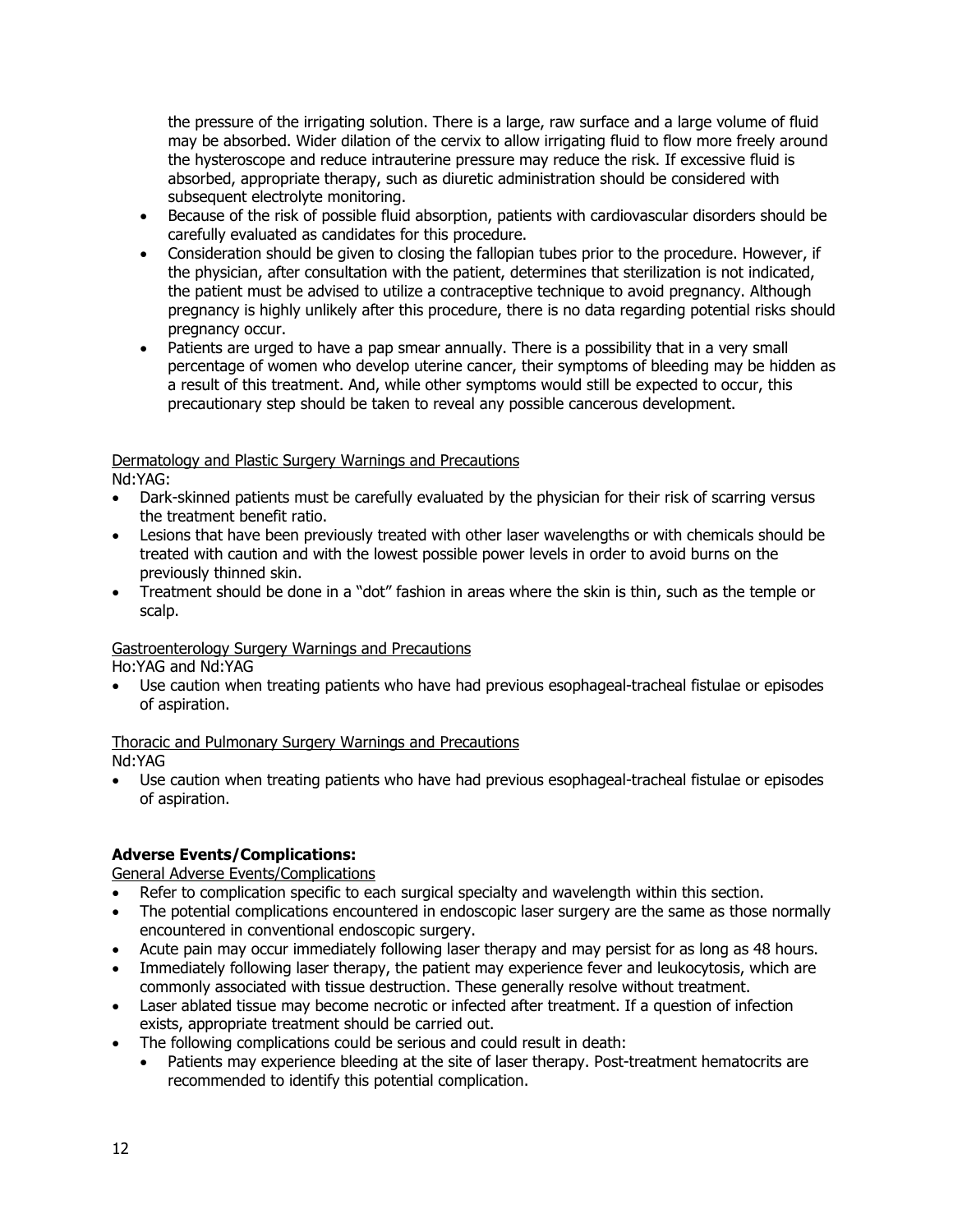the pressure of the irrigating solution. There is a large, raw surface and a large volume of fluid may be absorbed. Wider dilation of the cervix to allow irrigating fluid to flow more freely around the hysteroscope and reduce intrauterine pressure may reduce the risk. If excessive fluid is absorbed, appropriate therapy, such as diuretic administration should be considered with subsequent electrolyte monitoring.

- Because of the risk of possible fluid absorption, patients with cardiovascular disorders should be carefully evaluated as candidates for this procedure.
- Consideration should be given to closing the fallopian tubes prior to the procedure. However, if the physician, after consultation with the patient, determines that sterilization is not indicated, the patient must be advised to utilize a contraceptive technique to avoid pregnancy. Although pregnancy is highly unlikely after this procedure, there is no data regarding potential risks should pregnancy occur.
- Patients are urged to have a pap smear annually. There is a possibility that in a very small percentage of women who develop uterine cancer, their symptoms of bleeding may be hidden as a result of this treatment. And, while other symptoms would still be expected to occur, this precautionary step should be taken to reveal any possible cancerous development.

<u>Dermatology and Plastic Surgery Warnings and Precautions</u>

Nd:YAG:

- Dark-skinned patients must be carefully evaluated by the physician for their risk of scarring versus the treatment benefit ratio.
- Lesions that have been previously treated with other laser wavelengths or with chemicals should be treated with caution and with the lowest possible power levels in order to avoid burns on the previously thinned skin.
- Treatment should be done in a "dot" fashion in areas where the skin is thin, such as the temple or scalp.

<u>Gastroenterology Surgery Warnings and Precautions</u>

Ho:YAG and Nd:YAG

- Use caution when treating patients who have had previous esophageal-tracheal fistulae or episodes of aspiration.

<u>Thoracic and Pulmonary Surgery Warnings and Precautions</u>

Nd:YAG

- Use caution when treating patients who have had previous esophageal-tracheal fistulae or episodes of aspiration.

**Adverse Events/Complications:**

<u>General Adverse Events/Complications</u>

- Refer to complication specific to each surgical specialty and wavelength within this section.
- The potential complications encountered in endoscopic laser surgery are the same as those normally encountered in conventional endoscopic surgery.
- Acute pain may occur immediately following laser therapy and may persist for as long as 48 hours.
- Immediately following laser therapy, the patient may experience fever and leukocytosis, which are commonly associated with tissue destruction. These generally resolve without treatment.
- Laser ablated tissue may become necrotic or infected after treatment. If a question of infection exists, appropriate treatment should be carried out.
- The following complications could be serious and could result in death:
  - Patients may experience bleeding at the site of laser therapy. Post-treatment hematocrits are recommended to identify this potential complication.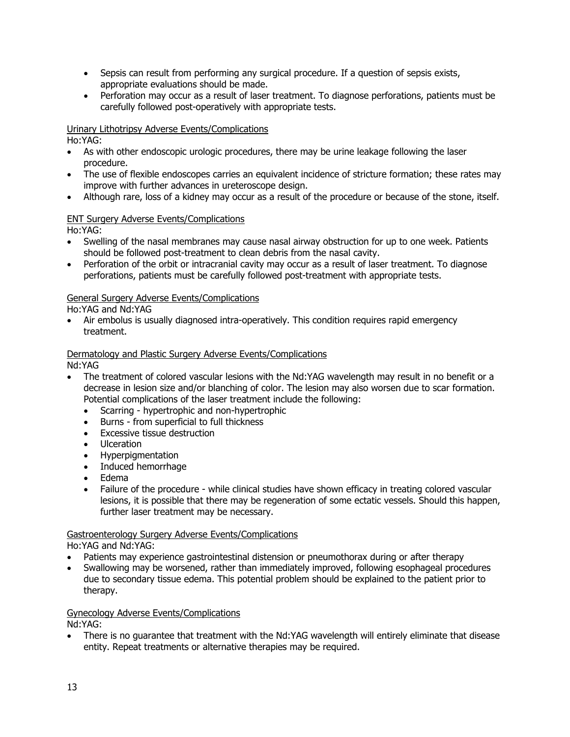- Sepsis can result from performing any surgical procedure. If a question of sepsis exists, appropriate evaluations should be made.
- Perforation may occur as a result of laser treatment. To diagnose perforations, patients must be carefully followed post-operatively with appropriate tests.

<u>Urinary Lithotripsy Adverse Events/Complications</u>

Ho:YAG:

- As with other endoscopic urologic procedures, there may be urine leakage following the laser procedure.
- The use of flexible endoscopes carries an equivalent incidence of stricture formation; these rates may improve with further advances in ureteroscope design.
- Although rare, loss of a kidney may occur as a result of the procedure or because of the stone, itself.

<u>ENT Surgery Adverse Events/Complications</u>

Ho:YAG:

- Swelling of the nasal membranes may cause nasal airway obstruction for up to one week. Patients should be followed post-treatment to clean debris from the nasal cavity.
- Perforation of the orbit or intracranial cavity may occur as a result of laser treatment. To diagnose perforations, patients must be carefully followed post-treatment with appropriate tests.

<u>General Surgery Adverse Events/Complications</u>

Ho:YAG and Nd:YAG

- Air embolus is usually diagnosed intra-operatively. This condition requires rapid emergency treatment.

<u>Dermatology and Plastic Surgery Adverse Events/Complications</u>

Nd:YAG

- The treatment of colored vascular lesions with the Nd:YAG wavelength may result in no benefit or a decrease in lesion size and/or blanching of color. The lesion may also worsen due to scar formation. Potential complications of the laser treatment include the following:
  - Scarring - hypertrophic and non-hypertrophic
  - Burns - from superficial to full thickness
  - Excessive tissue destruction
  - Ulceration
  - Hyperpigmentation
  - Induced hemorrhage
  - Edema
  - Failure of the procedure - while clinical studies have shown efficacy in treating colored vascular lesions, it is possible that there may be regeneration of some ectatic vessels. Should this happen, further laser treatment may be necessary.

<u>Gastroenterology Surgery Adverse Events/Complications</u>

Ho:YAG and Nd:YAG:

- Patients may experience gastrointestinal distension or pneumothorax during or after therapy
- Swallowing may be worsened, rather than immediately improved, following esophageal procedures due to secondary tissue edema. This potential problem should be explained to the patient prior to therapy.

<u>Gynecology Adverse Events/Complications</u>

Nd:YAG:

- There is no guarantee that treatment with the Nd:YAG wavelength will entirely eliminate that disease entity. Repeat treatments or alternative therapies may be required.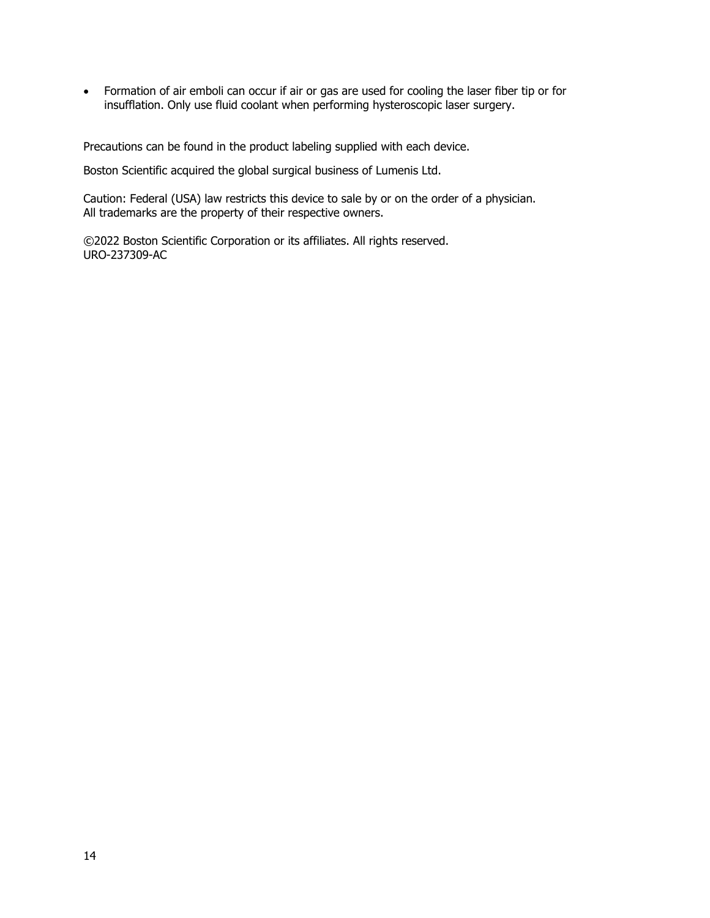- Formation of air emboli can occur if air or gas are used for cooling the laser fiber tip or for insufflation. Only use fluid coolant when performing hysteroscopic laser surgery.

Precautions can be found in the product labeling supplied with each device.

Boston Scientific acquired the global surgical business of Lumenis Ltd.

Caution: Federal (USA) law restricts this device to sale by or on the order of a physician.
All trademarks are the property of their respective owners.

©2022 Boston Scientific Corporation or its affiliates. All rights reserved.
URO-237309-AC